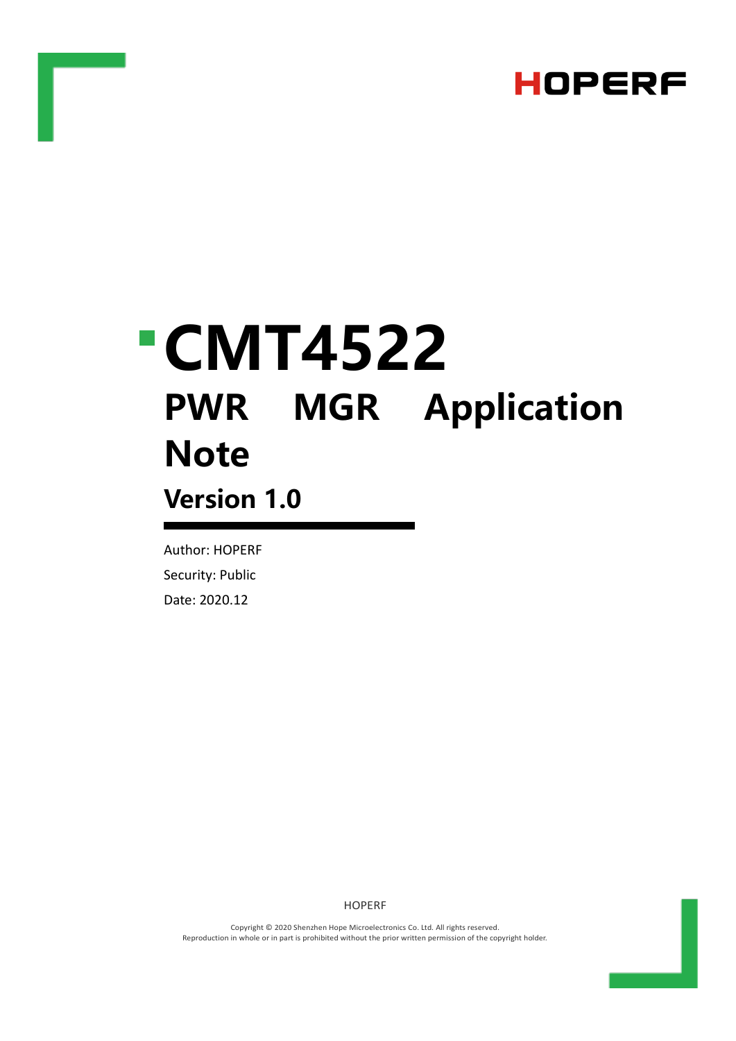HOPERF

# CMT4522

## PWR MGR Application Note

### Version 1.0

Author: HOPERF

Security: Public

Date: 2020.12

HOPERF

Copyright © 2020 Shenzhen Hope Microelectronics Co. Ltd. All rights reserved.
Reproduction in whole or in part is prohibited without the prior written permission of the copyright holder.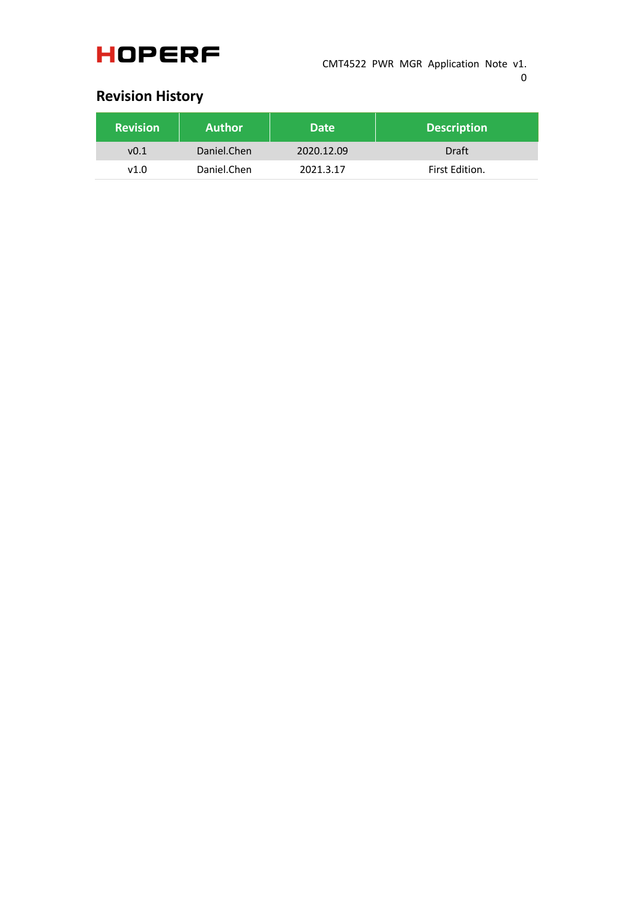## Revision History

| Revision | Author | Date | Description |
|---|---|---|---|
| v0.1 | Daniel.Chen | 2020.12.09 | Draft |
| v1.0 | Daniel.Chen | 2021.3.17 | First Edition. |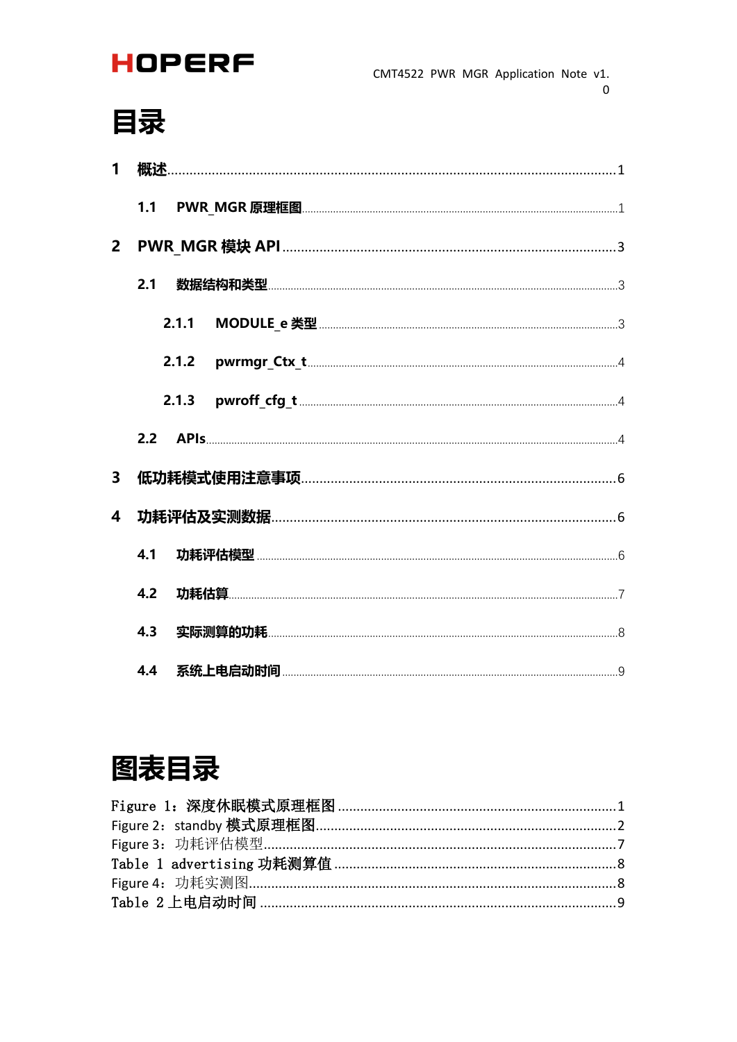# 目录

1 概述 ........................................................................................................................ 1

  1.1 PWR_MGR 原理框图 ........................................................................................ 1

2 PWR_MGR 模块 API ............................................................................................. 3

  2.1 数据结构和类型 ................................................................................................ 3

    2.1.1 MODULE_e 类型 .......................................................................................... 3

    2.1.2 pwrmgr_Ctx_t ................................................................................................ 4

    2.1.3 pwroff_cfg_t ................................................................................................... 4

  2.2 APIs ................................................................................................................... 4

3 低功耗模式使用注意事项 ........................................................................................ 6

4 功耗评估及实测数据 ................................................................................................ 6

  4.1 功耗评估模型 .................................................................................................... 6

  4.2 功耗估算 ............................................................................................................ 7

  4.3 实际测算的功耗 ................................................................................................ 8

  4.4 系统上电启动时间 ............................................................................................ 9

# 图表目录

Figure 1：深度休眠模式原理框图 ........................................................................ 1
Figure 2：standby 模式原理框图 ......................................................................... 2
Figure 3：功耗评估模型 ........................................................................................ 7
Table 1 advertising 功耗测算值 ........................................................................... 8
Figure 4：功耗实测图 ............................................................................................ 8
Table 2 上电启动时间 ............................................................................................ 9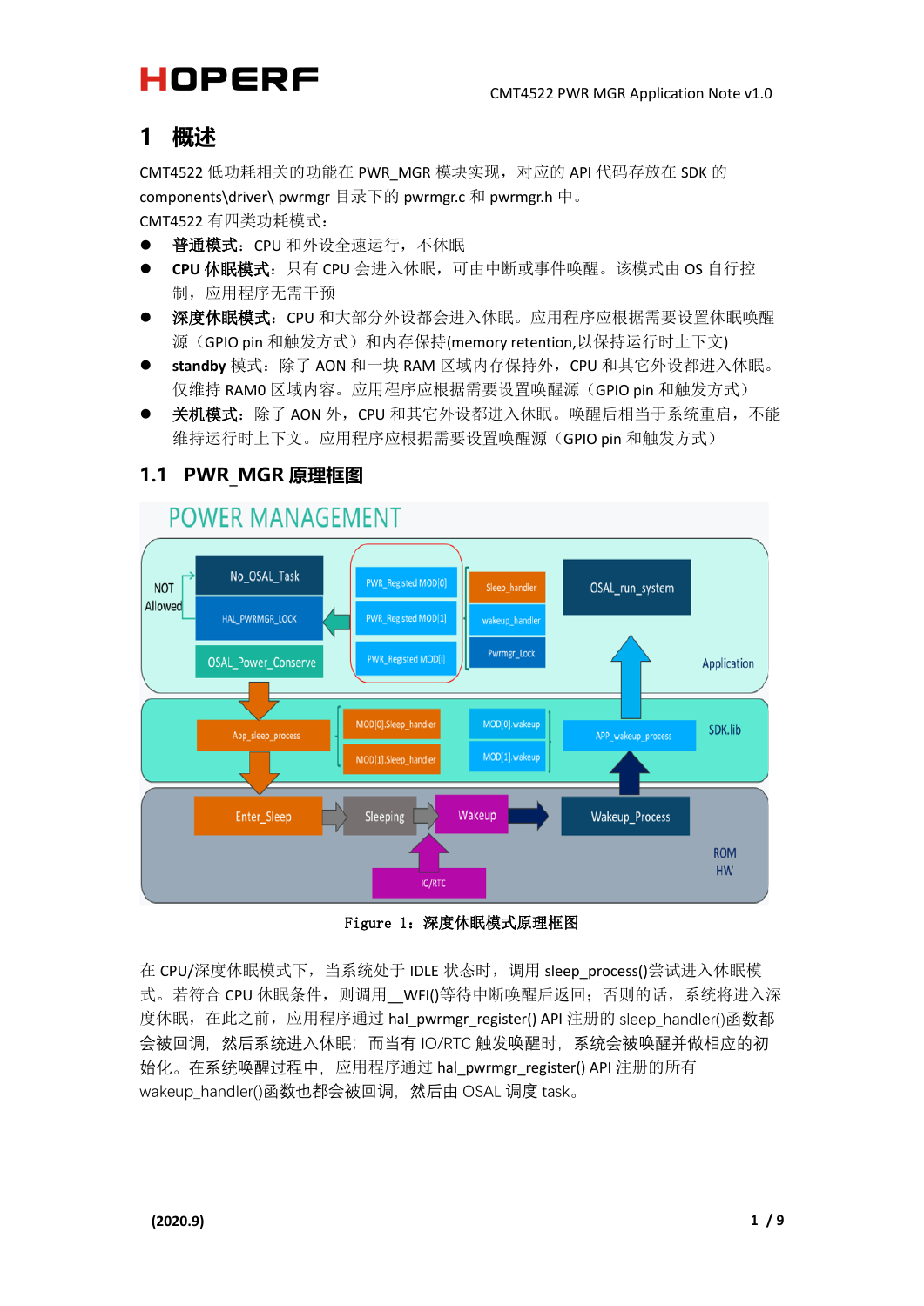# 1 概述

CMT4522 低功耗相关的功能在 PWR_MGR 模块实现，对应的 API 代码存放在 SDK 的 components\driver\ pwrmgr 目录下的 pwrmgr.c 和 pwrmgr.h 中。

CMT4522 有四类功耗模式：

- **普通模式**：CPU 和外设全速运行，不休眠
- **CPU 休眠模式**：只有 CPU 会进入休眠，可由中断或事件唤醒。该模式由 OS 自行控制，应用程序无需干预
- **深度休眠模式**：CPU 和大部分外设都会进入休眠。应用程序应根据需要设置休眠唤醒源（GPIO pin 和触发方式）和内存保持(memory retention,以保持运行时上下文)
- **standby** 模式：除了 AON 和一块 RAM 区域内存保持外，CPU 和其它外设都进入休眠。仅维持 RAM0 区域内容。应用程序应根据需要设置唤醒源（GPIO pin 和触发方式）
- **关机模式**：除了 AON 外，CPU 和其它外设都进入休眠。唤醒后相当于系统重启，不能维持运行时上下文。应用程序应根据需要设置唤醒源（GPIO pin 和触发方式）

## 1.1 PWR_MGR 原理框图

Figure 1：深度休眠模式原理框图

在 CPU/深度休眠模式下，当系统处于 IDLE 状态时，调用 sleep_process()尝试进入休眠模式。若符合 CPU 休眠条件，则调用__WFI()等待中断唤醒后返回；否则的话，系统将进入深度休眠，在此之前，应用程序通过 hal_pwrmgr_register() API 注册的 sleep_handler()函数都会被回调，然后系统进入休眠；而当有 IO/RTC 触发唤醒时，系统会被唤醒并做相应的初始化。在系统唤醒过程中，应用程序通过 hal_pwrmgr_register() API 注册的所有 wakeup_handler()函数也都会被回调，然后由 OSAL 调度 task。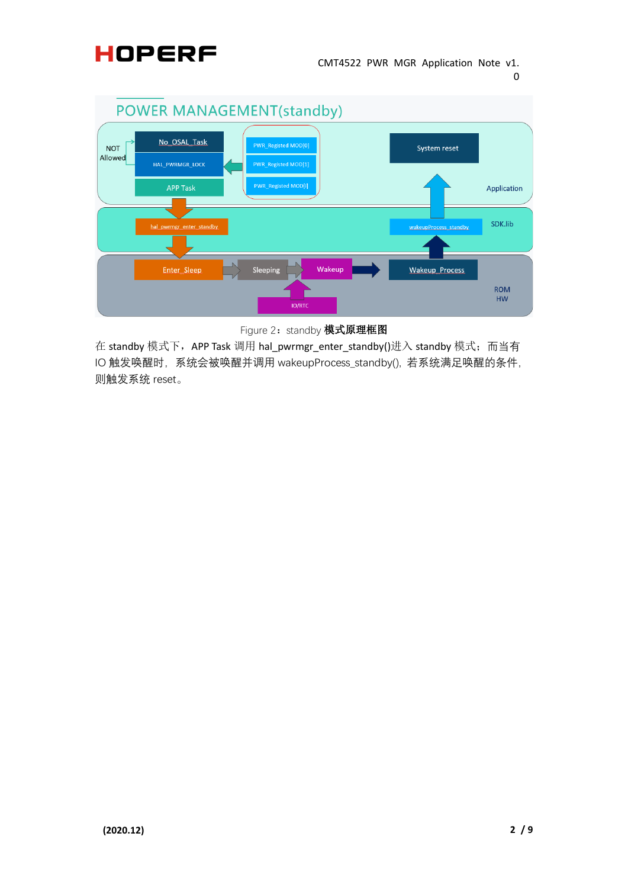Figure 2：standby **模式原理框图**

在 standby 模式下，APP Task 调用 hal_pwrmgr_enter_standby()进入 standby 模式；而当有 IO 触发唤醒时，系统会被唤醒并调用 wakeupProcess_standby()，若系统满足唤醒的条件，则触发系统 reset。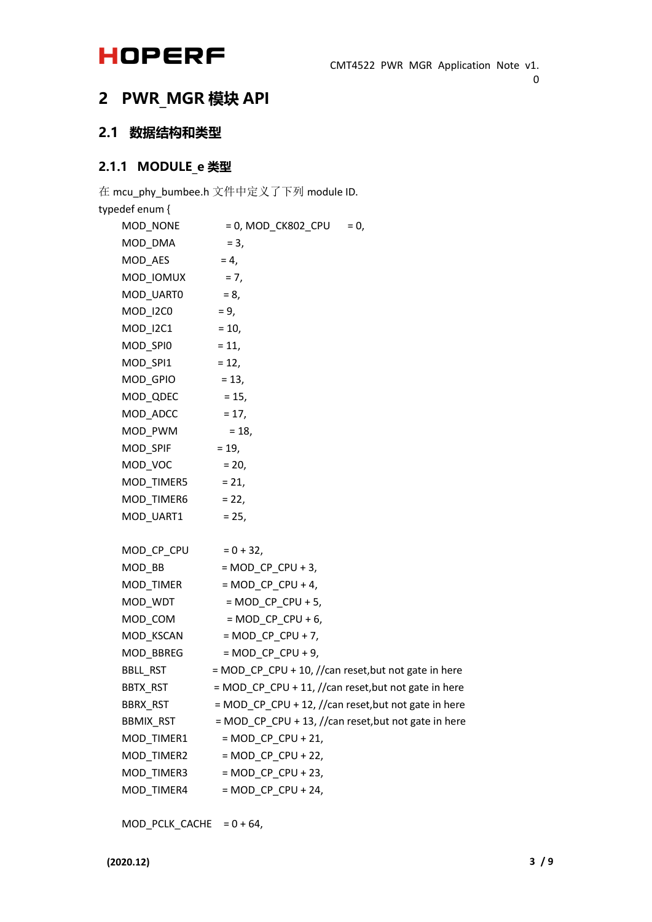# 2 PWR_MGR 模块 API

## 2.1 数据结构和类型

### 2.1.1 MODULE_e 类型

在 mcu_phy_bumbee.h 文件中定义了下列 module ID.

```
typedef enum {
    MOD_NONE          = 0, MOD_CK802_CPU     = 0,
    MOD_DMA           = 3,
    MOD_AES           = 4,
    MOD_IOMUX         = 7,
    MOD_UART0         = 8,
    MOD_I2C0          = 9,
    MOD_I2C1          = 10,
    MOD_SPI0          = 11,
    MOD_SPI1          = 12,
    MOD_GPIO          = 13,
    MOD_QDEC          = 15,
    MOD_ADCC          = 17,
    MOD_PWM           = 18,
    MOD_SPIF          = 19,
    MOD_VOC           = 20,
    MOD_TIMER5        = 21,
    MOD_TIMER6        = 22,
    MOD_UART1         = 25,

    MOD_CP_CPU        = 0 + 32,
    MOD_BB            = MOD_CP_CPU + 3,
    MOD_TIMER         = MOD_CP_CPU + 4,
    MOD_WDT           = MOD_CP_CPU + 5,
    MOD_COM           = MOD_CP_CPU + 6,
    MOD_KSCAN         = MOD_CP_CPU + 7,
    MOD_BBREG         = MOD_CP_CPU + 9,
    BBLL_RST          = MOD_CP_CPU + 10, //can reset,but not gate in here
    BBTX_RST          = MOD_CP_CPU + 11, //can reset,but not gate in here
    BBRX_RST          = MOD_CP_CPU + 12, //can reset,but not gate in here
    BBMIX_RST         = MOD_CP_CPU + 13, //can reset,but not gate in here
    MOD_TIMER1        = MOD_CP_CPU + 21,
    MOD_TIMER2        = MOD_CP_CPU + 22,
    MOD_TIMER3        = MOD_CP_CPU + 23,
    MOD_TIMER4        = MOD_CP_CPU + 24,

    MOD_PCLK_CACHE    = 0 + 64,
```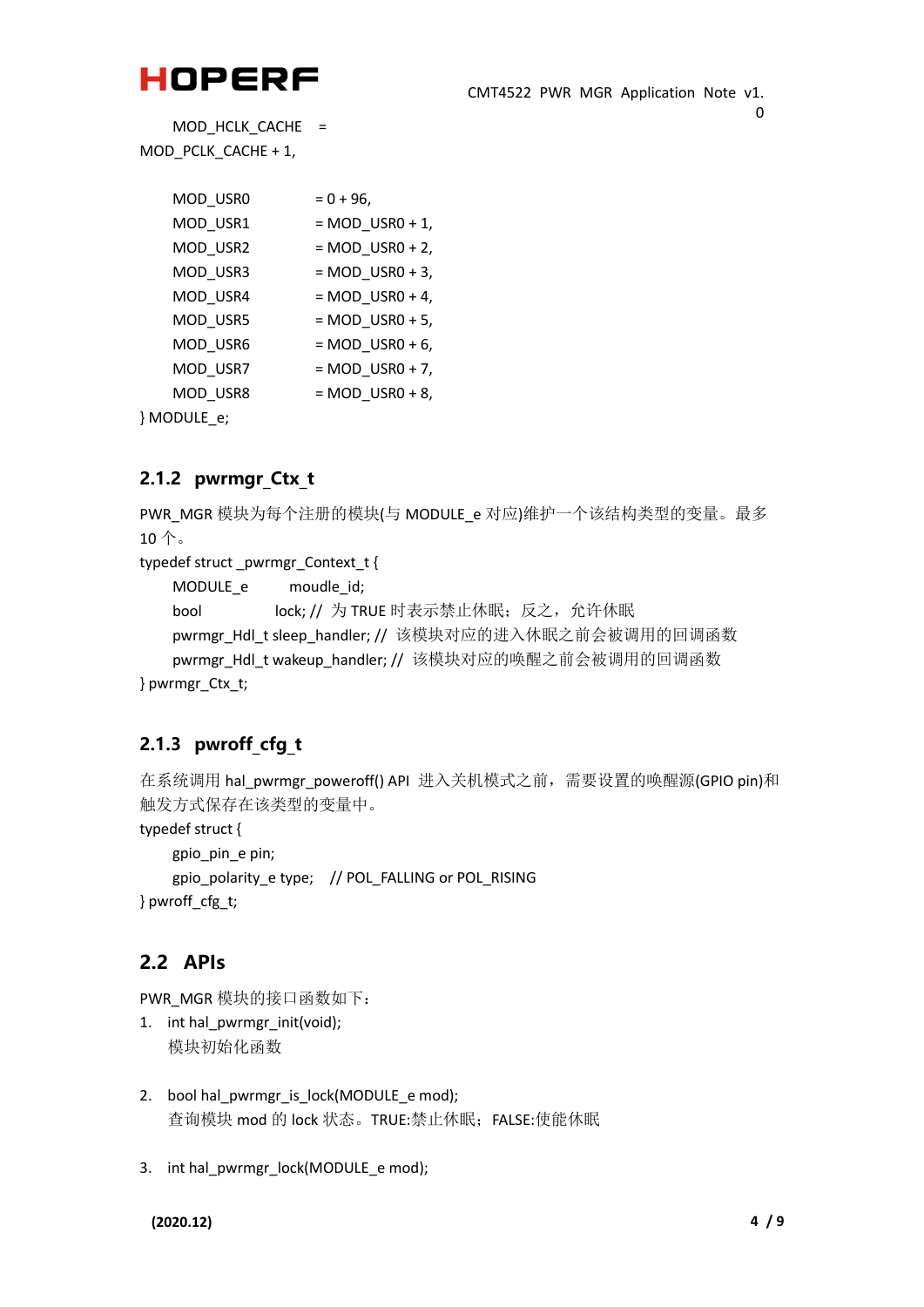```
    MOD_HCLK_CACHE  = MOD_PCLK_CACHE + 1,

    MOD_USR0        = 0 + 96,
    MOD_USR1        = MOD_USR0 + 1,
    MOD_USR2        = MOD_USR0 + 2,
    MOD_USR3        = MOD_USR0 + 3,
    MOD_USR4        = MOD_USR0 + 4,
    MOD_USR5        = MOD_USR0 + 5,
    MOD_USR6        = MOD_USR0 + 6,
    MOD_USR7        = MOD_USR0 + 7,
    MOD_USR8        = MOD_USR0 + 8,
} MODULE_e;
```

### 2.1.2 pwrmgr_Ctx_t

PWR_MGR 模块为每个注册的模块(与 MODULE_e 对应)维护一个该结构类型的变量。最多 10 个。

```
typedef struct _pwrmgr_Context_t {
    MODULE_e        moudle_id;
    bool            lock; // 为 TRUE 时表示禁止休眠；反之，允许休眠
    pwrmgr_Hdl_t sleep_handler; // 该模块对应的进入休眠之前会被调用的回调函数
    pwrmgr_Hdl_t wakeup_handler; // 该模块对应的唤醒之前会被调用的回调函数
} pwrmgr_Ctx_t;
```

### 2.1.3 pwroff_cfg_t

在系统调用 hal_pwrmgr_poweroff() API 进入关机模式之前，需要设置的唤醒源(GPIO pin)和触发方式保存在该类型的变量中。

```
typedef struct {
    gpio_pin_e pin;
    gpio_polarity_e type;    // POL_FALLING or POL_RISING
} pwroff_cfg_t;
```

## 2.2 APIs

PWR_MGR 模块的接口函数如下：

1. int hal_pwrmgr_init(void);
   模块初始化函数

2. bool hal_pwrmgr_is_lock(MODULE_e mod);
   查询模块 mod 的 lock 状态。TRUE:禁止休眠；FALSE:使能休眠

3. int hal_pwrmgr_lock(MODULE_e mod);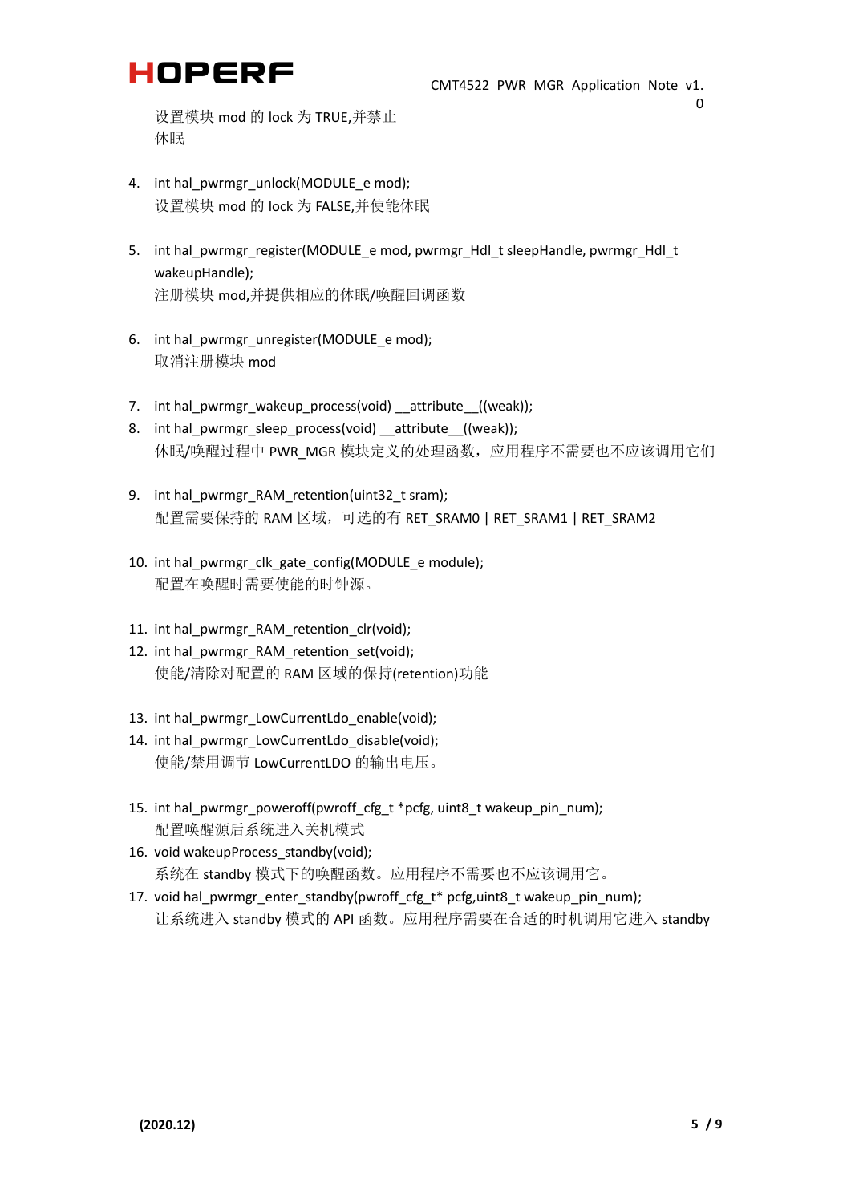设置模块 mod 的 lock 为 TRUE,并禁止休眠

4. int hal_pwrmgr_unlock(MODULE_e mod);
   设置模块 mod 的 lock 为 FALSE,并使能休眠

5. int hal_pwrmgr_register(MODULE_e mod, pwrmgr_Hdl_t sleepHandle, pwrmgr_Hdl_t wakeupHandle);
   注册模块 mod,并提供相应的休眠/唤醒回调函数

6. int hal_pwrmgr_unregister(MODULE_e mod);
   取消注册模块 mod

7. int hal_pwrmgr_wakeup_process(void) __attribute__((weak));
8. int hal_pwrmgr_sleep_process(void) __attribute__((weak));
   休眠/唤醒过程中 PWR_MGR 模块定义的处理函数，应用程序不需要也不应该调用它们

9. int hal_pwrmgr_RAM_retention(uint32_t sram);
   配置需要保持的 RAM 区域，可选的有 RET_SRAM0 | RET_SRAM1 | RET_SRAM2

10. int hal_pwrmgr_clk_gate_config(MODULE_e module);
    配置在唤醒时需要使能的时钟源。

11. int hal_pwrmgr_RAM_retention_clr(void);
12. int hal_pwrmgr_RAM_retention_set(void);
    使能/清除对配置的 RAM 区域的保持(retention)功能

13. int hal_pwrmgr_LowCurrentLdo_enable(void);
14. int hal_pwrmgr_LowCurrentLdo_disable(void);
    使能/禁用调节 LowCurrentLDO 的输出电压。

15. int hal_pwrmgr_poweroff(pwroff_cfg_t *pcfg, uint8_t wakeup_pin_num);
    配置唤醒源后系统进入关机模式
16. void wakeupProcess_standby(void);
    系统在 standby 模式下的唤醒函数。应用程序不需要也不应该调用它。
17. void hal_pwrmgr_enter_standby(pwroff_cfg_t* pcfg,uint8_t wakeup_pin_num);
    让系统进入 standby 模式的 API 函数。应用程序需要在合适的时机调用它进入 standby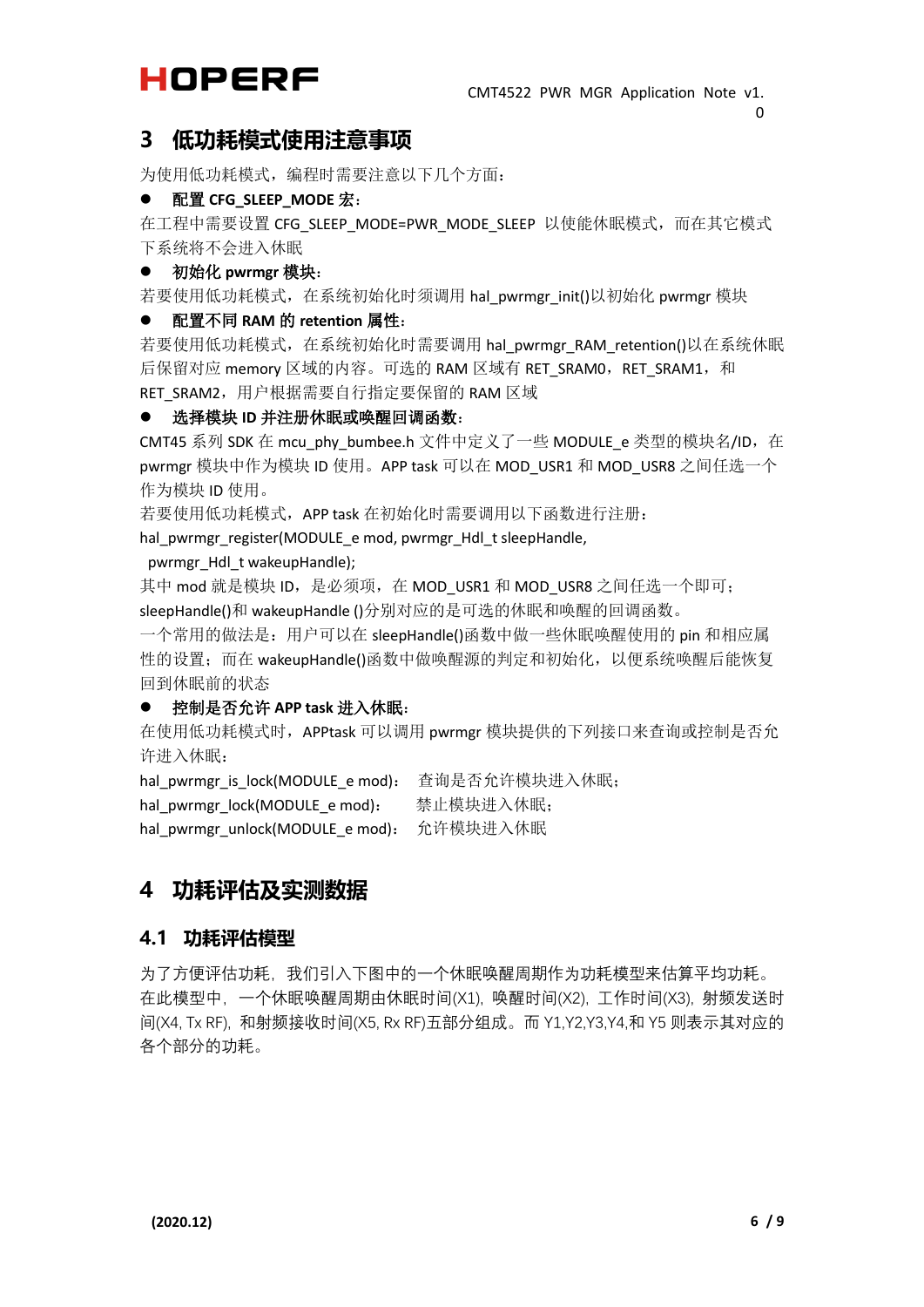# 3 低功耗模式使用注意事项

为使用低功耗模式，编程时需要注意以下几个方面：

- **配置 CFG_SLEEP_MODE 宏：**

在工程中需要设置 CFG_SLEEP_MODE=PWR_MODE_SLEEP 以使能休眠模式，而在其它模式下系统将不会进入休眠

- **初始化 pwrmgr 模块：**

若要使用低功耗模式，在系统初始化时须调用 hal_pwrmgr_init()以初始化 pwrmgr 模块

- **配置不同 RAM 的 retention 属性：**

若要使用低功耗模式，在系统初始化时需要调用 hal_pwrmgr_RAM_retention()以在系统休眠后保留对应 memory 区域的内容。可选的 RAM 区域有 RET_SRAM0，RET_SRAM1，和 RET_SRAM2，用户根据需要自行指定要保留的 RAM 区域

- **选择模块 ID 并注册休眠或唤醒回调函数：**

CMT45 系列 SDK 在 mcu_phy_bumbee.h 文件中定义了一些 MODULE_e 类型的模块名/ID，在 pwrmgr 模块中作为模块 ID 使用。APP task 可以在 MOD_USR1 和 MOD_USR8 之间任选一个作为模块 ID 使用。

若要使用低功耗模式，APP task 在初始化时需要调用以下函数进行注册：

hal_pwrmgr_register(MODULE_e mod, pwrmgr_Hdl_t sleepHandle,
 pwrmgr_Hdl_t wakeupHandle);

其中 mod 就是模块 ID，是必须项，在 MOD_USR1 和 MOD_USR8 之间任选一个即可；

sleepHandle()和 wakeupHandle ()分别对应的是可选的休眠和唤醒的回调函数。

一个常用的做法是：用户可以在 sleepHandle()函数中做一些休眠唤醒使用的 pin 和相应属性的设置；而在 wakeupHandle()函数中做唤醒源的判定和初始化，以便系统唤醒后能恢复回到休眠前的状态

- **控制是否允许 APP task 进入休眠：**

在使用低功耗模式时，APPtask 可以调用 pwrmgr 模块提供的下列接口来查询或控制是否允许进入休眠：

hal_pwrmgr_is_lock(MODULE_e mod)： 查询是否允许模块进入休眠；

hal_pwrmgr_lock(MODULE_e mod)： 禁止模块进入休眠；

hal_pwrmgr_unlock(MODULE_e mod)： 允许模块进入休眠

# 4 功耗评估及实测数据

## 4.1 功耗评估模型

为了方便评估功耗，我们引入下图中的一个休眠唤醒周期作为功耗模型来估算平均功耗。在此模型中，一个休眠唤醒周期由休眠时间(X1)，唤醒时间(X2)，工作时间(X3)，射频发送时间(X4, Tx RF)，和射频接收时间(X5, Rx RF)五部分组成。而 Y1,Y2,Y3,Y4,和 Y5 则表示其对应的各个部分的功耗。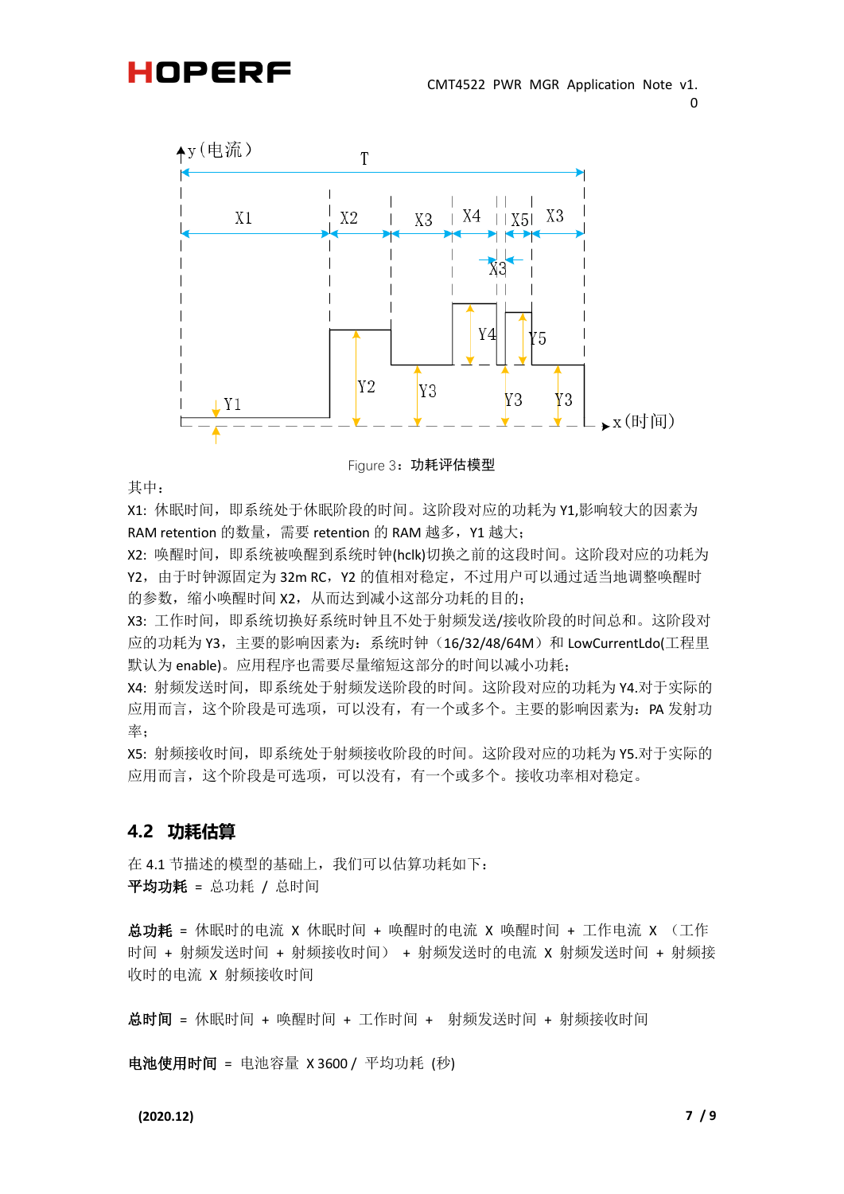Figure 3：功耗评估模型

其中：

X1: 休眠时间，即系统处于休眠阶段的时间。这阶段对应的功耗为 Y1,影响较大的因素为 RAM retention 的数量，需要 retention 的 RAM 越多，Y1 越大；

X2: 唤醒时间，即系统被唤醒到系统时钟(hclk)切换之前的这段时间。这阶段对应的功耗为 Y2，由于时钟源固定为 32m RC，Y2 的值相对稳定，不过用户可以通过适当地调整唤醒时的参数，缩小唤醒时间 X2，从而达到减小这部分功耗的目的；

X3: 工作时间，即系统切换好系统时钟且不处于射频发送/接收阶段的时间总和。这阶段对应的功耗为 Y3，主要的影响因素为：系统时钟（16/32/48/64M）和 LowCurrentLdo(工程里默认为 enable)。应用程序也需要尽量缩短这部分的时间以减小功耗；

X4: 射频发送时间，即系统处于射频发送阶段的时间。这阶段对应的功耗为 Y4.对于实际的应用而言，这个阶段是可选项，可以没有，有一个或多个。主要的影响因素为：PA 发射功率；

X5: 射频接收时间，即系统处于射频接收阶段的时间。这阶段对应的功耗为 Y5.对于实际的应用而言，这个阶段是可选项，可以没有，有一个或多个。接收功率相对稳定。

## 4.2 功耗估算

在 4.1 节描述的模型的基础上，我们可以估算功耗如下：

**平均功耗** = 总功耗 / 总时间

**总功耗** = 休眠时的电流 X 休眠时间 + 唤醒时的电流 X 唤醒时间 + 工作电流 X （工作时间 + 射频发送时间 + 射频接收时间） + 射频发送时的电流 X 射频发送时间 + 射频接收时的电流 X 射频接收时间

**总时间** = 休眠时间 + 唤醒时间 + 工作时间 + 射频发送时间 + 射频接收时间

**电池使用时间** = 电池容量 X 3600 / 平均功耗 (秒)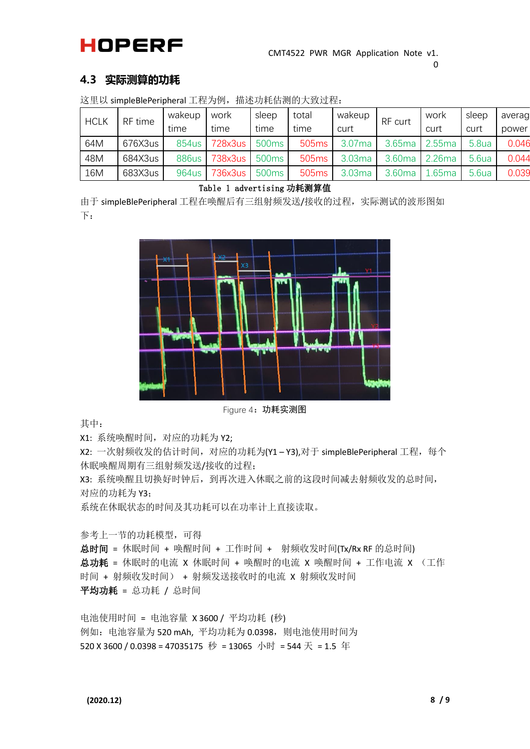## 4.3 实际测算的功耗

这里以 simpleBlePeripheral 工程为例，描述功耗估测的大致过程：

| HCLK | RF time | wakeup time | work time | sleep time | total time | wakeup curt | RF curt | work curt | sleep curt | averag power |
|---|---|---|---|---|---|---|---|---|---|---|
| 64M | 676X3us | 854us | 728x3us | 500ms | 505ms | 3.07ma | 3.65ma | 2.55ma | 5.8ua | 0.046 |
| 48M | 684X3us | 886us | 738x3us | 500ms | 505ms | 3.03ma | 3.60ma | 2.26ma | 5.6ua | 0.044 |
| 16M | 683X3us | 964us | 736x3us | 500ms | 505ms | 3.03ma | 3.60ma | 1.65ma | 5.6ua | 0.039 |

Table 1 advertising 功耗测算值

由于 simpleBlePeripheral 工程在唤醒后有三组射频发送/接收的过程，实际测试的波形图如下：

Figure 4：功耗实测图

其中：

X1：系统唤醒时间，对应的功耗为 Y2;

X2：一次射频收发的估计时间，对应的功耗为(Y1 – Y3),对于 simpleBlePeripheral 工程，每个休眠唤醒周期有三组射频发送/接收的过程；

X3：系统唤醒且切换好时钟后，到再次进入休眠之前的这段时间减去射频收发的总时间，对应的功耗为 Y3；

系统在休眠状态的时间及其功耗可以在功率计上直接读取。

参考上一节的功耗模型，可得

**总时间** = 休眠时间 + 唤醒时间 + 工作时间 + 射频收发时间(Tx/Rx RF 的总时间)

**总功耗** = 休眠时的电流 X 休眠时间 + 唤醒时的电流 X 唤醒时间 + 工作电流 X （工作时间 + 射频收发时间） + 射频发送接收时的电流 X 射频收发时间

**平均功耗** = 总功耗 / 总时间

电池使用时间 = 电池容量 X 3600 / 平均功耗 (秒)

例如：电池容量为 520 mAh，平均功耗为 0.0398，则电池使用时间为

520 X 3600 / 0.0398 = 47035175 秒 = 13065 小时 = 544 天 = 1.5 年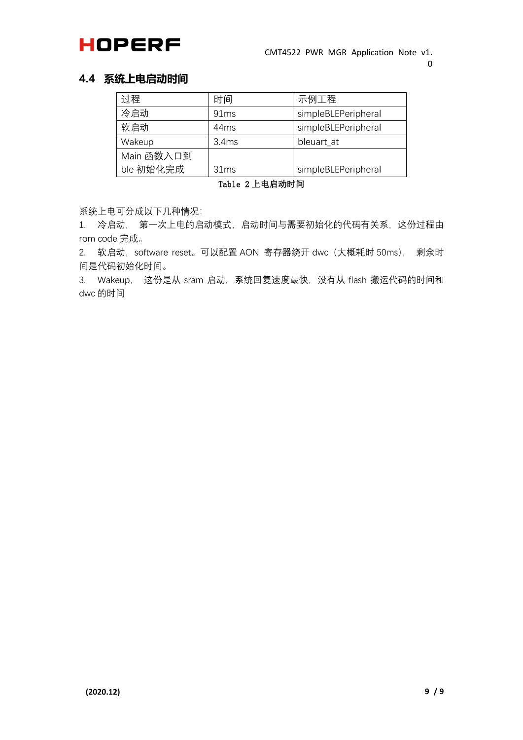## 4.4 系统上电启动时间

| 过程 | 时间 | 示例工程 |
|---|---|---|
| 冷启动 | 91ms | simpleBLEPeripheral |
| 软启动 | 44ms | simpleBLEPeripheral |
| Wakeup | 3.4ms | bleuart_at |
| Main 函数入口到 ble 初始化完成 | 31ms | simpleBLEPeripheral |

Table 2 上电启动时间

系统上电可分成以下几种情况：

1. 冷启动， 第一次上电的启动模式，启动时间与需要初始化的代码有关系，这份过程由 rom code 完成。
2. 软启动，software reset。可以配置 AON 寄存器绕开 dwc（大概耗时 50ms）， 剩余时间是代码初始化时间。
3. Wakeup， 这份是从 sram 启动，系统回复速度最快，没有从 flash 搬运代码的时间和 dwc 的时间